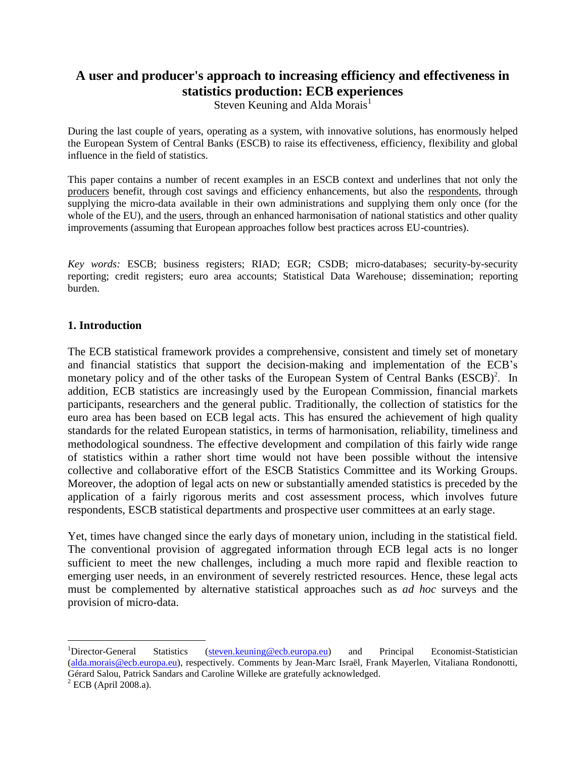# A user and producer's approach to increasing efficiency and effectiveness in statistics production: ECB experiences

Steven Keuning and Alda Morais[1]

During the last couple of years, operating as a system, with innovative solutions, has enormously helped the European System of Central Banks (ESCB) to raise its effectiveness, efficiency, flexibility and global influence in the field of statistics.

This paper contains a number of recent examples in an ESCB context and underlines that not only the producers benefit, through cost savings and efficiency enhancements, but also the respondents, through supplying the micro-data available in their own administrations and supplying them only once (for the whole of the EU), and the users, through an enhanced harmonisation of national statistics and other quality improvements (assuming that European approaches follow best practices across EU-countries).

*Key words:* ESCB; business registers; RIAD; EGR; CSDB; micro-databases; security-by-security reporting; credit registers; euro area accounts; Statistical Data Warehouse; dissemination; reporting burden.

## 1. Introduction

The ECB statistical framework provides a comprehensive, consistent and timely set of monetary and financial statistics that support the decision-making and implementation of the ECB's monetary policy and of the other tasks of the European System of Central Banks (ESCB)[2]. In addition, ECB statistics are increasingly used by the European Commission, financial markets participants, researchers and the general public. Traditionally, the collection of statistics for the euro area has been based on ECB legal acts. This has ensured the achievement of high quality standards for the related European statistics, in terms of harmonisation, reliability, timeliness and methodological soundness. The effective development and compilation of this fairly wide range of statistics within a rather short time would not have been possible without the intensive collective and collaborative effort of the ESCB Statistics Committee and its Working Groups. Moreover, the adoption of legal acts on new or substantially amended statistics is preceded by the application of a fairly rigorous merits and cost assessment process, which involves future respondents, ESCB statistical departments and prospective user committees at an early stage.

Yet, times have changed since the early days of monetary union, including in the statistical field. The conventional provision of aggregated information through ECB legal acts is no longer sufficient to meet the new challenges, including a much more rapid and flexible reaction to emerging user needs, in an environment of severely restricted resources. Hence, these legal acts must be complemented by alternative statistical approaches such as *ad hoc* surveys and the provision of micro-data.

---

[1] Director-General Statistics (steven.keuning@ecb.europa.eu) and Principal Economist-Statistician (alda.morais@ecb.europa.eu), respectively. Comments by Jean-Marc Israël, Frank Mayerlen, Vitaliana Rondonotti, Gérard Salou, Patrick Sandars and Caroline Willeke are gratefully acknowledged.

[2] ECB (April 2008.a).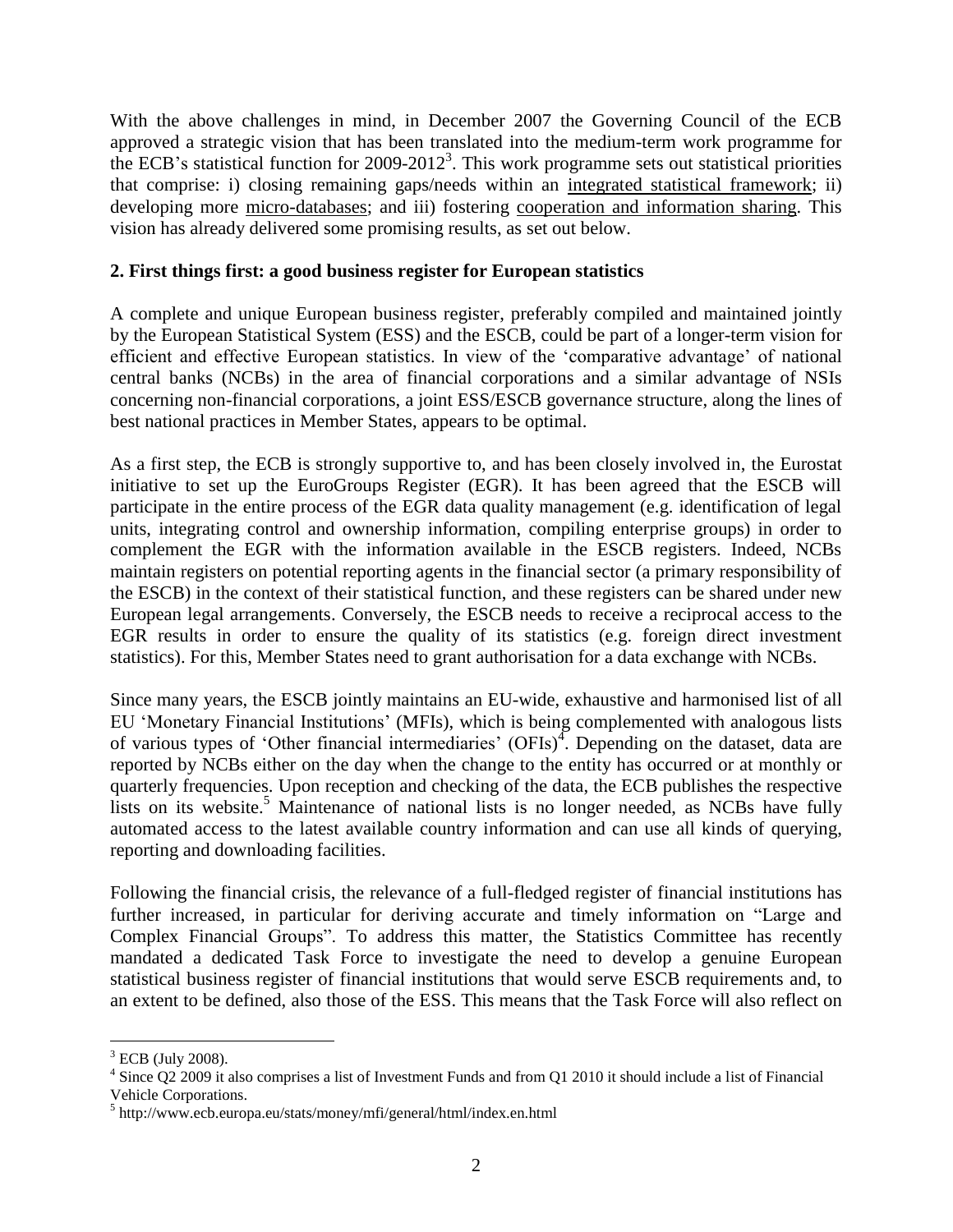With the above challenges in mind, in December 2007 the Governing Council of the ECB approved a strategic vision that has been translated into the medium-term work programme for the ECB's statistical function for 2009-2012[3]. This work programme sets out statistical priorities that comprise: i) closing remaining gaps/needs within an integrated statistical framework; ii) developing more micro-databases; and iii) fostering cooperation and information sharing. This vision has already delivered some promising results, as set out below.

## 2. First things first: a good business register for European statistics

A complete and unique European business register, preferably compiled and maintained jointly by the European Statistical System (ESS) and the ESCB, could be part of a longer-term vision for efficient and effective European statistics. In view of the 'comparative advantage' of national central banks (NCBs) in the area of financial corporations and a similar advantage of NSIs concerning non-financial corporations, a joint ESS/ESCB governance structure, along the lines of best national practices in Member States, appears to be optimal.

As a first step, the ECB is strongly supportive to, and has been closely involved in, the Eurostat initiative to set up the EuroGroups Register (EGR). It has been agreed that the ESCB will participate in the entire process of the EGR data quality management (e.g. identification of legal units, integrating control and ownership information, compiling enterprise groups) in order to complement the EGR with the information available in the ESCB registers. Indeed, NCBs maintain registers on potential reporting agents in the financial sector (a primary responsibility of the ESCB) in the context of their statistical function, and these registers can be shared under new European legal arrangements. Conversely, the ESCB needs to receive a reciprocal access to the EGR results in order to ensure the quality of its statistics (e.g. foreign direct investment statistics). For this, Member States need to grant authorisation for a data exchange with NCBs.

Since many years, the ESCB jointly maintains an EU-wide, exhaustive and harmonised list of all EU 'Monetary Financial Institutions' (MFIs), which is being complemented with analogous lists of various types of 'Other financial intermediaries' (OFIs)[4]. Depending on the dataset, data are reported by NCBs either on the day when the change to the entity has occurred or at monthly or quarterly frequencies. Upon reception and checking of the data, the ECB publishes the respective lists on its website.[5] Maintenance of national lists is no longer needed, as NCBs have fully automated access to the latest available country information and can use all kinds of querying, reporting and downloading facilities.

Following the financial crisis, the relevance of a full-fledged register of financial institutions has further increased, in particular for deriving accurate and timely information on "Large and Complex Financial Groups". To address this matter, the Statistics Committee has recently mandated a dedicated Task Force to investigate the need to develop a genuine European statistical business register of financial institutions that would serve ESCB requirements and, to an extent to be defined, also those of the ESS. This means that the Task Force will also reflect on

---

[3] ECB (July 2008).

[4] Since Q2 2009 it also comprises a list of Investment Funds and from Q1 2010 it should include a list of Financial Vehicle Corporations.

[5] http://www.ecb.europa.eu/stats/money/mfi/general/html/index.en.html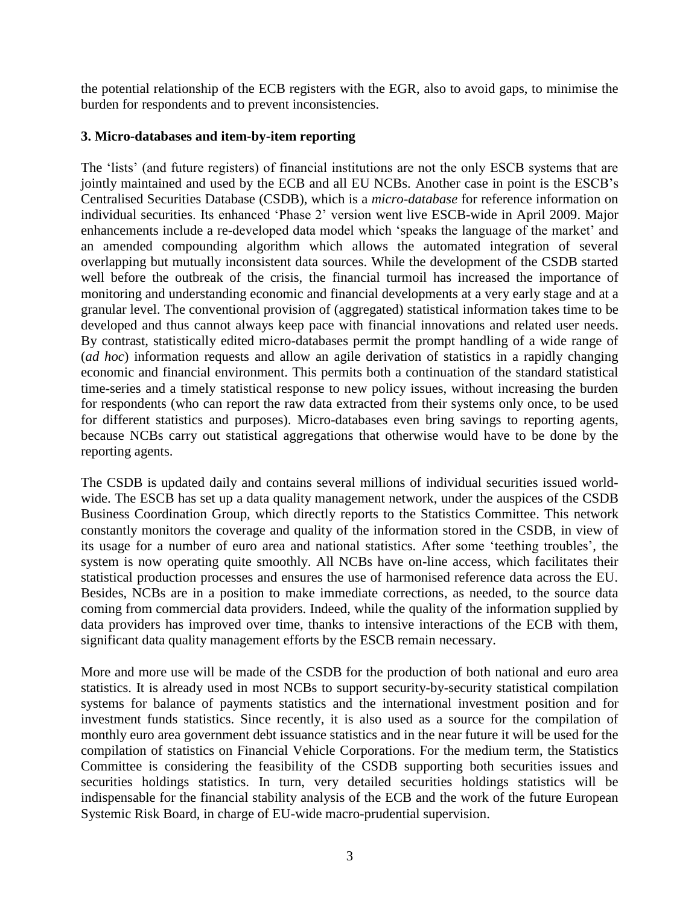the potential relationship of the ECB registers with the EGR, also to avoid gaps, to minimise the burden for respondents and to prevent inconsistencies.

### 3. Micro-databases and item-by-item reporting

The 'lists' (and future registers) of financial institutions are not the only ESCB systems that are jointly maintained and used by the ECB and all EU NCBs. Another case in point is the ESCB's Centralised Securities Database (CSDB), which is a *micro-database* for reference information on individual securities. Its enhanced 'Phase 2' version went live ESCB-wide in April 2009. Major enhancements include a re-developed data model which 'speaks the language of the market' and an amended compounding algorithm which allows the automated integration of several overlapping but mutually inconsistent data sources. While the development of the CSDB started well before the outbreak of the crisis, the financial turmoil has increased the importance of monitoring and understanding economic and financial developments at a very early stage and at a granular level. The conventional provision of (aggregated) statistical information takes time to be developed and thus cannot always keep pace with financial innovations and related user needs. By contrast, statistically edited micro-databases permit the prompt handling of a wide range of (*ad hoc*) information requests and allow an agile derivation of statistics in a rapidly changing economic and financial environment. This permits both a continuation of the standard statistical time-series and a timely statistical response to new policy issues, without increasing the burden for respondents (who can report the raw data extracted from their systems only once, to be used for different statistics and purposes). Micro-databases even bring savings to reporting agents, because NCBs carry out statistical aggregations that otherwise would have to be done by the reporting agents.

The CSDB is updated daily and contains several millions of individual securities issued world-wide. The ESCB has set up a data quality management network, under the auspices of the CSDB Business Coordination Group, which directly reports to the Statistics Committee. This network constantly monitors the coverage and quality of the information stored in the CSDB, in view of its usage for a number of euro area and national statistics. After some 'teething troubles', the system is now operating quite smoothly. All NCBs have on-line access, which facilitates their statistical production processes and ensures the use of harmonised reference data across the EU. Besides, NCBs are in a position to make immediate corrections, as needed, to the source data coming from commercial data providers. Indeed, while the quality of the information supplied by data providers has improved over time, thanks to intensive interactions of the ECB with them, significant data quality management efforts by the ESCB remain necessary.

More and more use will be made of the CSDB for the production of both national and euro area statistics. It is already used in most NCBs to support security-by-security statistical compilation systems for balance of payments statistics and the international investment position and for investment funds statistics. Since recently, it is also used as a source for the compilation of monthly euro area government debt issuance statistics and in the near future it will be used for the compilation of statistics on Financial Vehicle Corporations. For the medium term, the Statistics Committee is considering the feasibility of the CSDB supporting both securities issues and securities holdings statistics. In turn, very detailed securities holdings statistics will be indispensable for the financial stability analysis of the ECB and the work of the future European Systemic Risk Board, in charge of EU-wide macro-prudential supervision.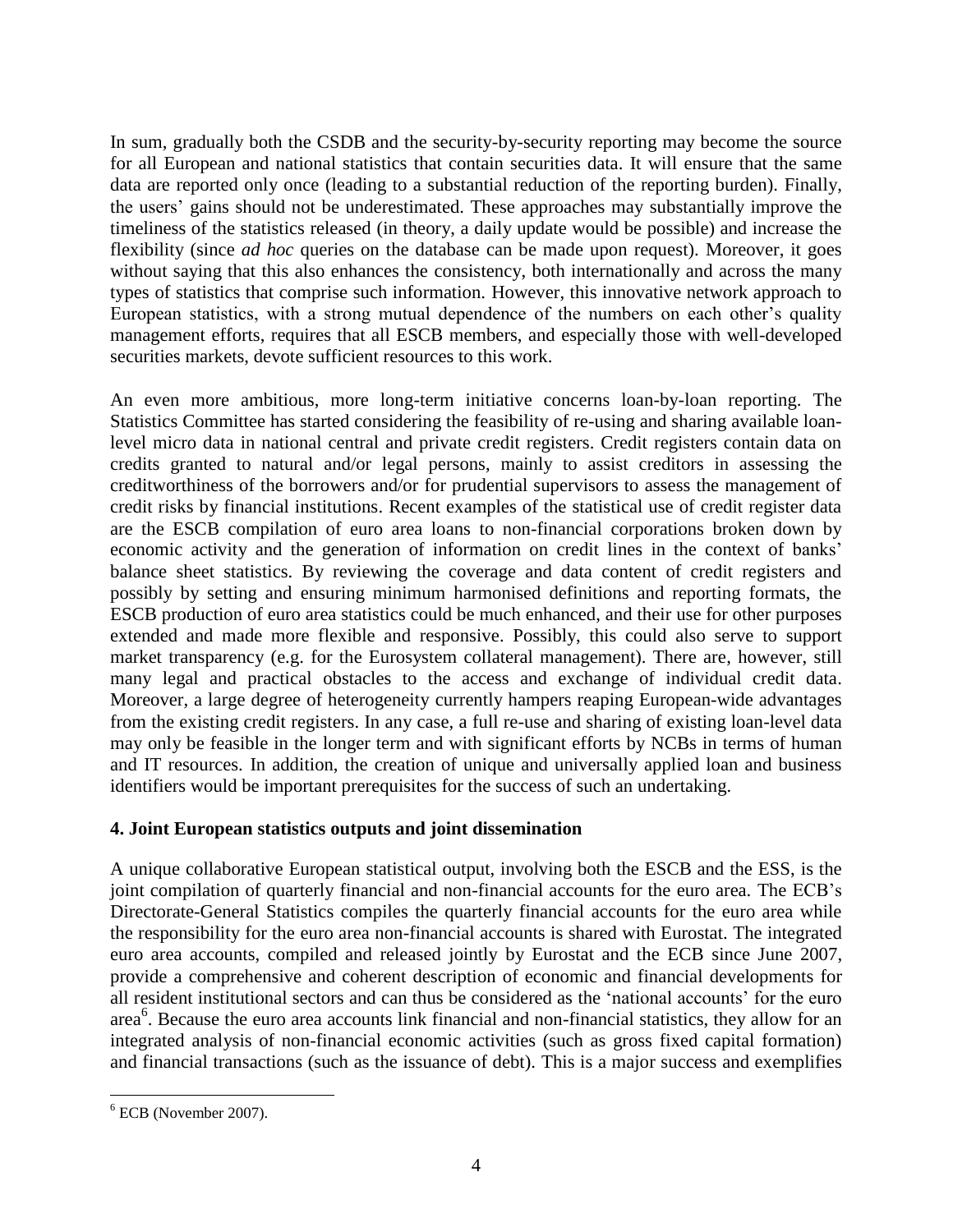In sum, gradually both the CSDB and the security-by-security reporting may become the source for all European and national statistics that contain securities data. It will ensure that the same data are reported only once (leading to a substantial reduction of the reporting burden). Finally, the users' gains should not be underestimated. These approaches may substantially improve the timeliness of the statistics released (in theory, a daily update would be possible) and increase the flexibility (since *ad hoc* queries on the database can be made upon request). Moreover, it goes without saying that this also enhances the consistency, both internationally and across the many types of statistics that comprise such information. However, this innovative network approach to European statistics, with a strong mutual dependence of the numbers on each other's quality management efforts, requires that all ESCB members, and especially those with well-developed securities markets, devote sufficient resources to this work.

An even more ambitious, more long-term initiative concerns loan-by-loan reporting. The Statistics Committee has started considering the feasibility of re-using and sharing available loan-level micro data in national central and private credit registers. Credit registers contain data on credits granted to natural and/or legal persons, mainly to assist creditors in assessing the creditworthiness of the borrowers and/or for prudential supervisors to assess the management of credit risks by financial institutions. Recent examples of the statistical use of credit register data are the ESCB compilation of euro area loans to non-financial corporations broken down by economic activity and the generation of information on credit lines in the context of banks' balance sheet statistics. By reviewing the coverage and data content of credit registers and possibly by setting and ensuring minimum harmonised definitions and reporting formats, the ESCB production of euro area statistics could be much enhanced, and their use for other purposes extended and made more flexible and responsive. Possibly, this could also serve to support market transparency (e.g. for the Eurosystem collateral management). There are, however, still many legal and practical obstacles to the access and exchange of individual credit data. Moreover, a large degree of heterogeneity currently hampers reaping European-wide advantages from the existing credit registers. In any case, a full re-use and sharing of existing loan-level data may only be feasible in the longer term and with significant efforts by NCBs in terms of human and IT resources. In addition, the creation of unique and universally applied loan and business identifiers would be important prerequisites for the success of such an undertaking.

## 4. Joint European statistics outputs and joint dissemination

A unique collaborative European statistical output, involving both the ESCB and the ESS, is the joint compilation of quarterly financial and non-financial accounts for the euro area. The ECB's Directorate-General Statistics compiles the quarterly financial accounts for the euro area while the responsibility for the euro area non-financial accounts is shared with Eurostat. The integrated euro area accounts, compiled and released jointly by Eurostat and the ECB since June 2007, provide a comprehensive and coherent description of economic and financial developments for all resident institutional sectors and can thus be considered as the 'national accounts' for the euro area[6]. Because the euro area accounts link financial and non-financial statistics, they allow for an integrated analysis of non-financial economic activities (such as gross fixed capital formation) and financial transactions (such as the issuance of debt). This is a major success and exemplifies

[6] ECB (November 2007).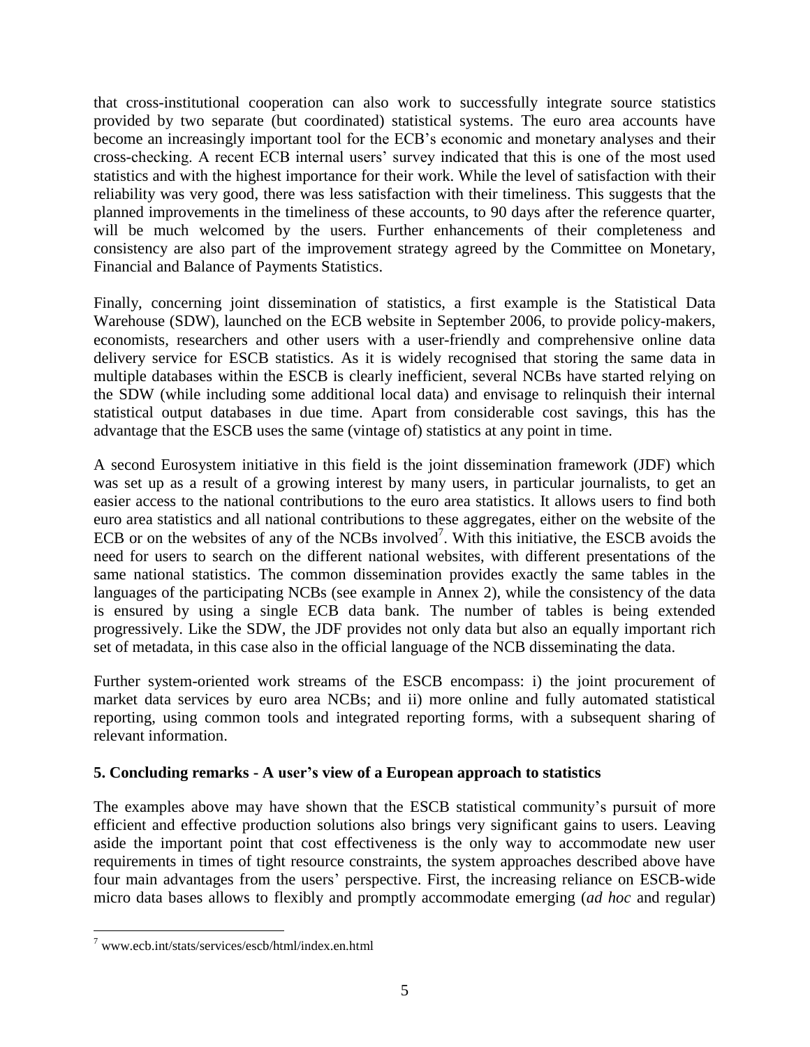that cross-institutional cooperation can also work to successfully integrate source statistics provided by two separate (but coordinated) statistical systems. The euro area accounts have become an increasingly important tool for the ECB's economic and monetary analyses and their cross-checking. A recent ECB internal users' survey indicated that this is one of the most used statistics and with the highest importance for their work. While the level of satisfaction with their reliability was very good, there was less satisfaction with their timeliness. This suggests that the planned improvements in the timeliness of these accounts, to 90 days after the reference quarter, will be much welcomed by the users. Further enhancements of their completeness and consistency are also part of the improvement strategy agreed by the Committee on Monetary, Financial and Balance of Payments Statistics.

Finally, concerning joint dissemination of statistics, a first example is the Statistical Data Warehouse (SDW), launched on the ECB website in September 2006, to provide policy-makers, economists, researchers and other users with a user-friendly and comprehensive online data delivery service for ESCB statistics. As it is widely recognised that storing the same data in multiple databases within the ESCB is clearly inefficient, several NCBs have started relying on the SDW (while including some additional local data) and envisage to relinquish their internal statistical output databases in due time. Apart from considerable cost savings, this has the advantage that the ESCB uses the same (vintage of) statistics at any point in time.

A second Eurosystem initiative in this field is the joint dissemination framework (JDF) which was set up as a result of a growing interest by many users, in particular journalists, to get an easier access to the national contributions to the euro area statistics. It allows users to find both euro area statistics and all national contributions to these aggregates, either on the website of the ECB or on the websites of any of the NCBs involved[7]. With this initiative, the ESCB avoids the need for users to search on the different national websites, with different presentations of the same national statistics. The common dissemination provides exactly the same tables in the languages of the participating NCBs (see example in Annex 2), while the consistency of the data is ensured by using a single ECB data bank. The number of tables is being extended progressively. Like the SDW, the JDF provides not only data but also an equally important rich set of metadata, in this case also in the official language of the NCB disseminating the data.

Further system-oriented work streams of the ESCB encompass: i) the joint procurement of market data services by euro area NCBs; and ii) more online and fully automated statistical reporting, using common tools and integrated reporting forms, with a subsequent sharing of relevant information.

## 5. Concluding remarks - A user's view of a European approach to statistics

The examples above may have shown that the ESCB statistical community's pursuit of more efficient and effective production solutions also brings very significant gains to users. Leaving aside the important point that cost effectiveness is the only way to accommodate new user requirements in times of tight resource constraints, the system approaches described above have four main advantages from the users' perspective. First, the increasing reliance on ESCB-wide micro data bases allows to flexibly and promptly accommodate emerging (*ad hoc* and regular)

[7] www.ecb.int/stats/services/escb/html/index.en.html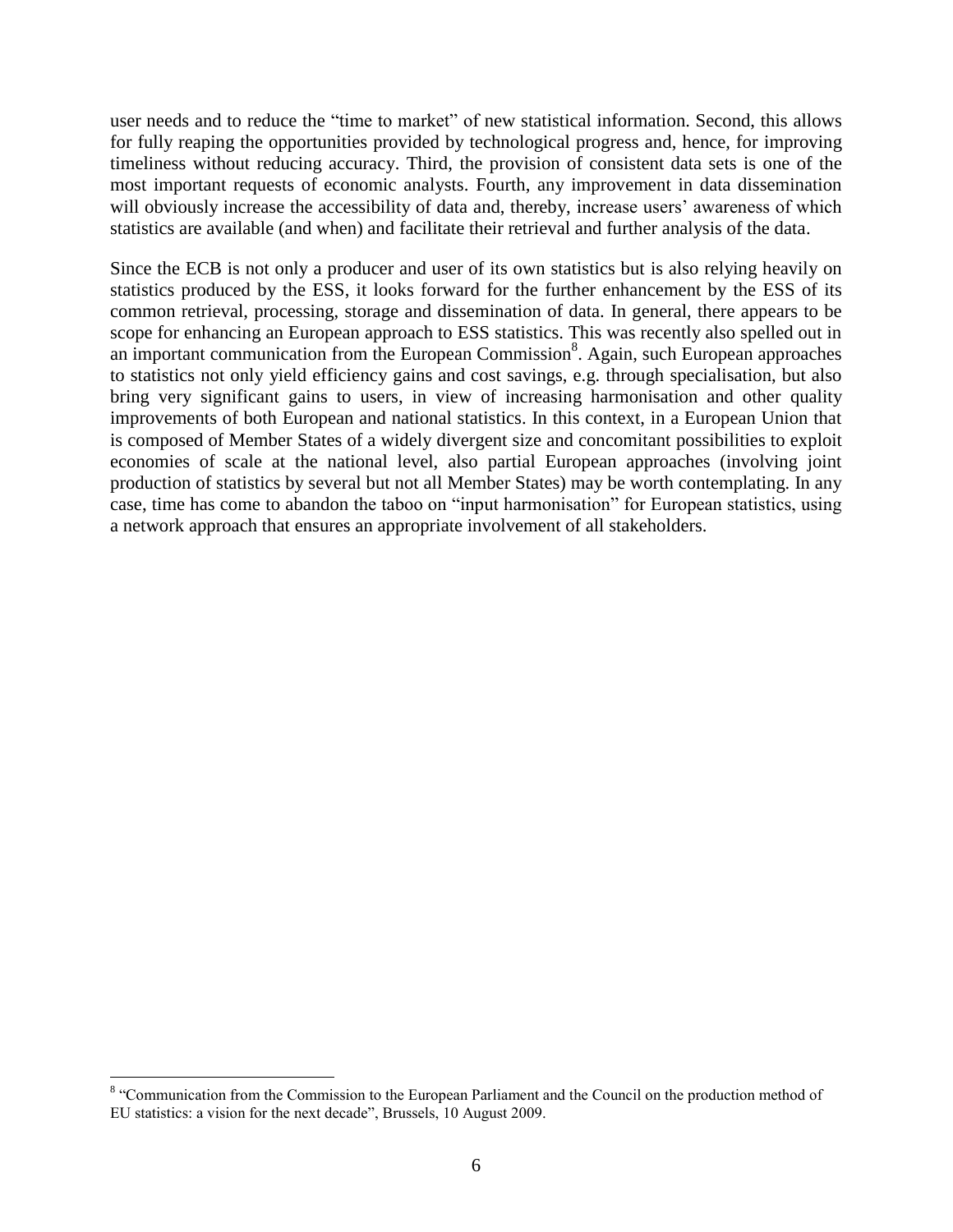user needs and to reduce the "time to market" of new statistical information. Second, this allows for fully reaping the opportunities provided by technological progress and, hence, for improving timeliness without reducing accuracy. Third, the provision of consistent data sets is one of the most important requests of economic analysts. Fourth, any improvement in data dissemination will obviously increase the accessibility of data and, thereby, increase users' awareness of which statistics are available (and when) and facilitate their retrieval and further analysis of the data.

Since the ECB is not only a producer and user of its own statistics but is also relying heavily on statistics produced by the ESS, it looks forward for the further enhancement by the ESS of its common retrieval, processing, storage and dissemination of data. In general, there appears to be scope for enhancing an European approach to ESS statistics. This was recently also spelled out in an important communication from the European Commission[8]. Again, such European approaches to statistics not only yield efficiency gains and cost savings, e.g. through specialisation, but also bring very significant gains to users, in view of increasing harmonisation and other quality improvements of both European and national statistics. In this context, in a European Union that is composed of Member States of a widely divergent size and concomitant possibilities to exploit economies of scale at the national level, also partial European approaches (involving joint production of statistics by several but not all Member States) may be worth contemplating. In any case, time has come to abandon the taboo on "input harmonisation" for European statistics, using a network approach that ensures an appropriate involvement of all stakeholders.

---

[8] "Communication from the Commission to the European Parliament and the Council on the production method of EU statistics: a vision for the next decade", Brussels, 10 August 2009.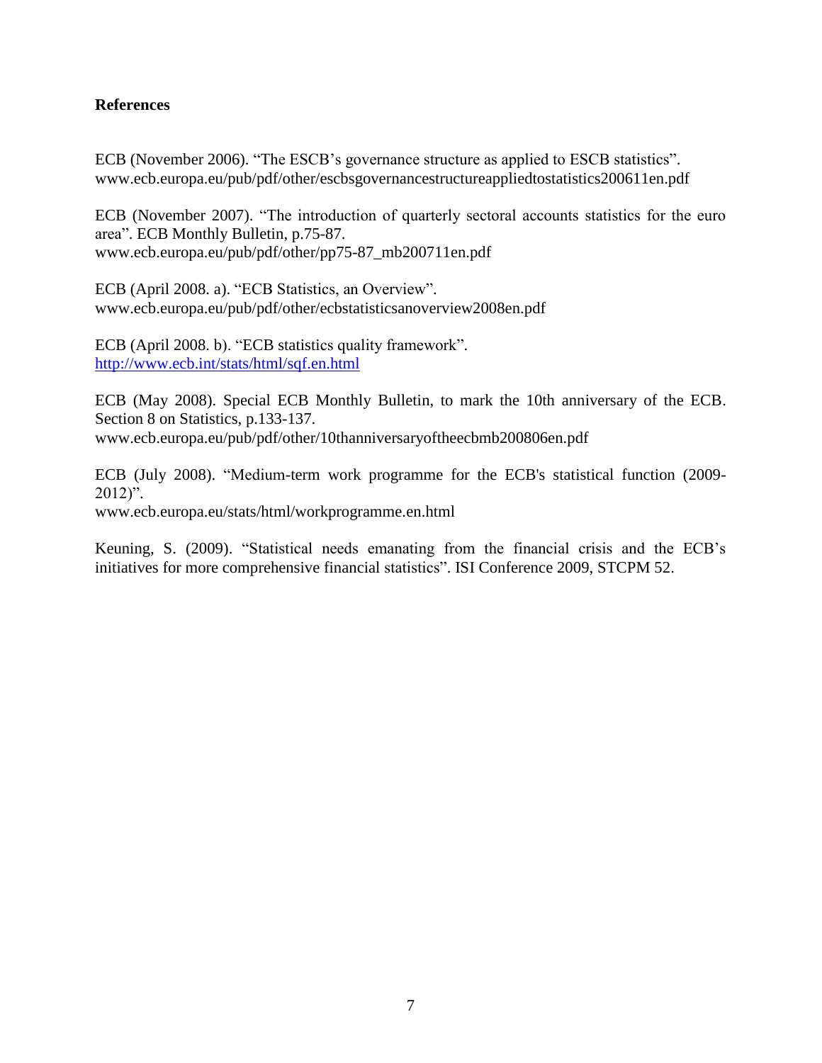## References

ECB (November 2006). “The ESCB’s governance structure as applied to ESCB statistics”. www.ecb.europa.eu/pub/pdf/other/escbsgovernancestructureappliedtostatistics200611en.pdf

ECB (November 2007). “The introduction of quarterly sectoral accounts statistics for the euro area”. ECB Monthly Bulletin, p.75-87.
www.ecb.europa.eu/pub/pdf/other/pp75-87_mb200711en.pdf

ECB (April 2008. a). “ECB Statistics, an Overview”.
www.ecb.europa.eu/pub/pdf/other/ecbstatisticsanoverview2008en.pdf

ECB (April 2008. b). “ECB statistics quality framework”.
http://www.ecb.int/stats/html/sqf.en.html

ECB (May 2008). Special ECB Monthly Bulletin, to mark the 10th anniversary of the ECB. Section 8 on Statistics, p.133-137.
www.ecb.europa.eu/pub/pdf/other/10thanniversaryoftheecbmb200806en.pdf

ECB (July 2008). “Medium-term work programme for the ECB's statistical function (2009-2012)”.
www.ecb.europa.eu/stats/html/workprogramme.en.html

Keuning, S. (2009). “Statistical needs emanating from the financial crisis and the ECB’s initiatives for more comprehensive financial statistics”. ISI Conference 2009, STCPM 52.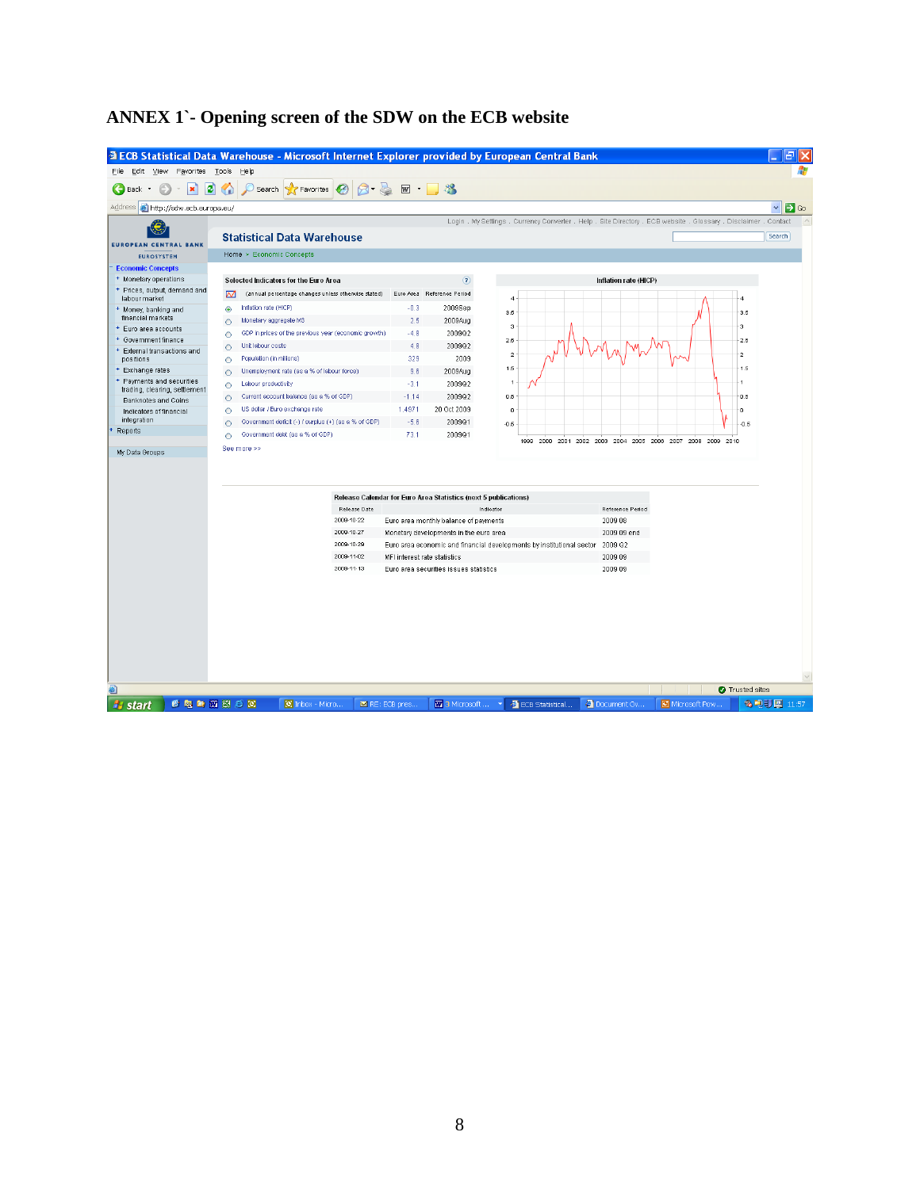# ANNEX 1`- Opening screen of the SDW on the ECB website

ECB Statistical Data Warehouse - Microsoft Internet Explorer provided by European Central Bank

Login . My Settings . Currency Converter . Help . Site Directory . ECB website . Glossary . Disclaimer . Contact

EUROPEAN CENTRAL BANK
EUROSYSTEM

## Statistical Data Warehouse

Home » Economic Concepts

- Economic Concepts
  - Monetary operations
  - Prices, output, demand and labour market
  - Money, banking and financial markets
  - Euro area accounts
  - Government finance
  - External transactions and positions
  - Exchange rates
  - Payments and securities trading, clearing, settlement
  - Banknotes and Coins
  - Indicators of financial integration
- Reports

My Data Groups

**Selected Indicators for the Euro Area**

(annual percentage changes unless otherwise stated)

| Indicator | Euro Area | Reference Period |
|---|---|---|
| Inflation rate (HICP) | -0.3 | 2009Sep |
| Monetary aggregate M3 | 2.5 | 2009Aug |
| GDP in prices of the previous year (economic growth) | -4.8 | 2009Q2 |
| Unit labour costs | 4.8 | 2009Q2 |
| Population (in millions) | 329 | 2009 |
| Unemployment rate (as a % of labour force) | 9.6 | 2009Aug |
| Labour productivity | -3.1 | 2009Q2 |
| Current account balance (as a % of GDP) | -1.14 | 2009Q2 |
| US dollar / Euro exchange rate | 1.4971 | 20 Oct 2009 |
| Government deficit (-) / surplus (+) (as a % of GDP) | -5.6 | 2009Q1 |
| Government debt (as a % of GDP) | 73.1 | 2009Q1 |

See more >>

**Inflation rate (HICP)**

**Release Calendar for Euro Area Statistics (next 5 publications)**

| Release Date | Indicator | Reference Period |
|---|---|---|
| 2009-10-22 | Euro area monthly balance of payments | 2009 08 |
| 2009-10-27 | Monetary developments in the euro area | 2009 09 end |
| 2009-10-29 | Euro area economic and financial developments by institutional sector | 2009 Q2 |
| 2009-11-02 | MFI interest rate statistics | 2009 09 |
| 2009-11-13 | Euro area securities issues statistics | 2009 09 |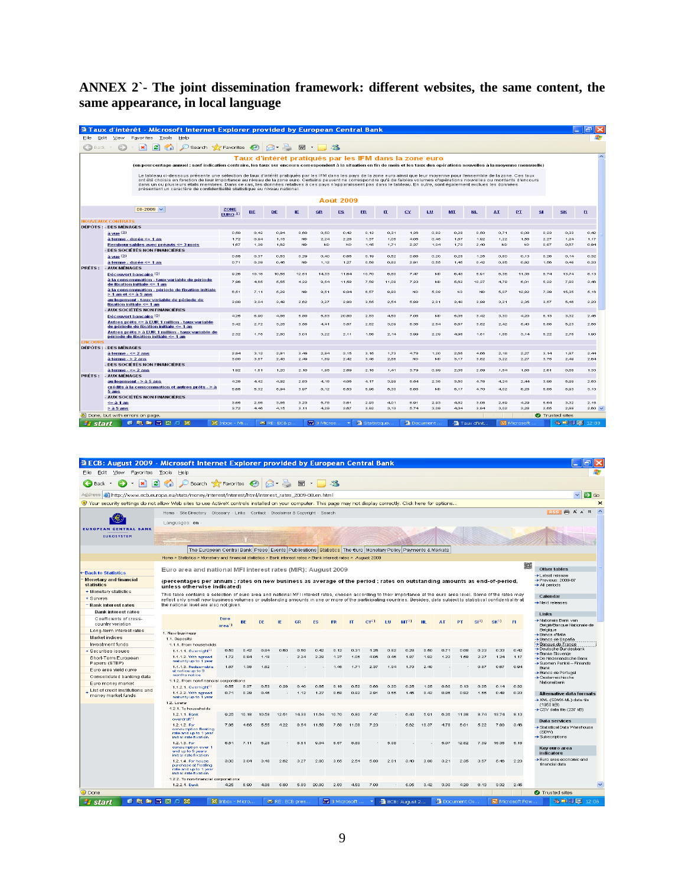# ANNEX 2`- The joint dissemination framework: different websites, the same content, the same appearance, in local language